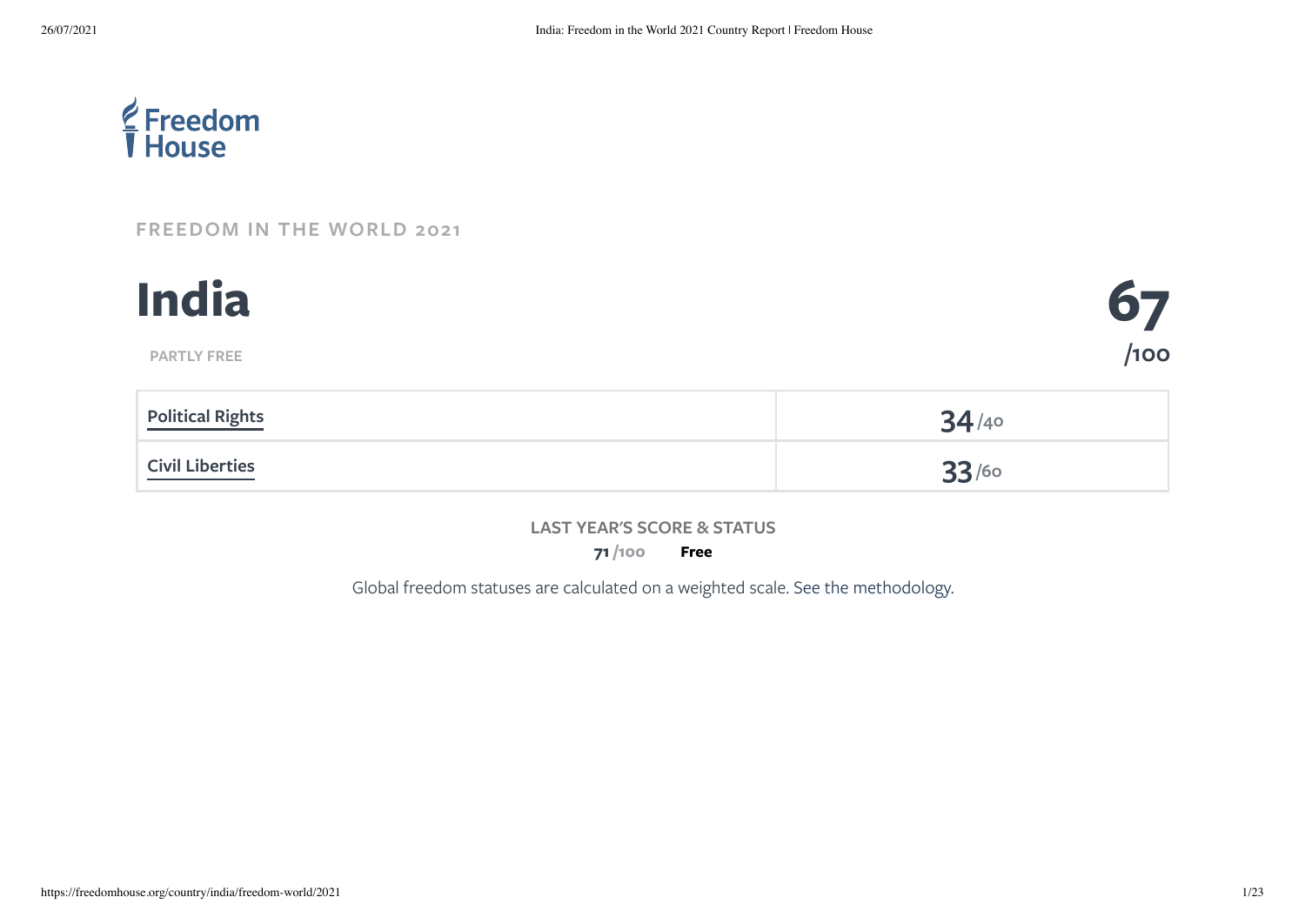Freedom House

FREEDOM IN THE WORLD 2021

# India

PARTLY FREE

**67**
**/100**

| Political Rights | 34 /40 |
|---|---|
| Civil Liberties | 33 /60 |

LAST YEAR'S SCORE & STATUS

**71** /100 **Free**

Global freedom statuses are calculated on a weighted scale. See the methodology.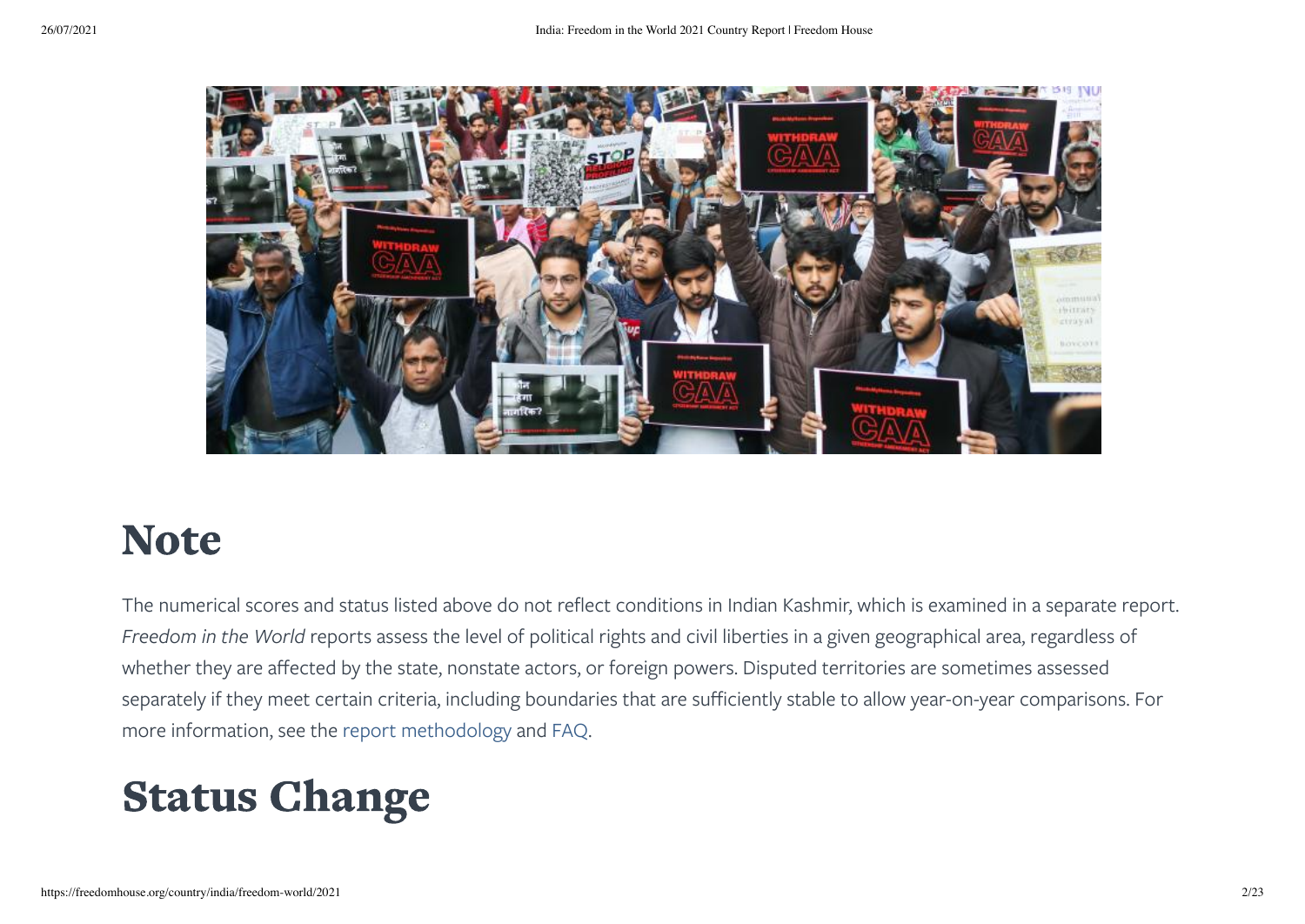# Note

The numerical scores and status listed above do not reflect conditions in Indian Kashmir, which is examined in a separate report. *Freedom in the World* reports assess the level of political rights and civil liberties in a given geographical area, regardless of whether they are affected by the state, nonstate actors, or foreign powers. Disputed territories are sometimes assessed separately if they meet certain criteria, including boundaries that are sufficiently stable to allow year-on-year comparisons. For more information, see the report methodology and FAQ.

# Status Change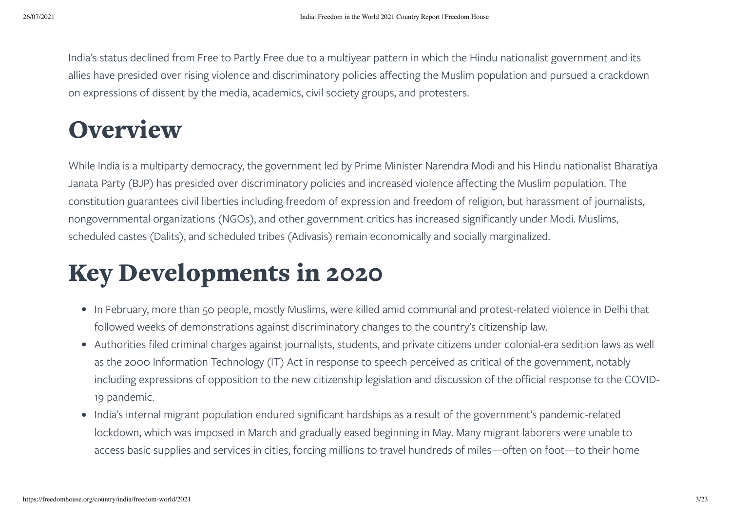India's status declined from Free to Partly Free due to a multiyear pattern in which the Hindu nationalist government and its allies have presided over rising violence and discriminatory policies affecting the Muslim population and pursued a crackdown on expressions of dissent by the media, academics, civil society groups, and protesters.

# Overview

While India is a multiparty democracy, the government led by Prime Minister Narendra Modi and his Hindu nationalist Bharatiya Janata Party (BJP) has presided over discriminatory policies and increased violence affecting the Muslim population. The constitution guarantees civil liberties including freedom of expression and freedom of religion, but harassment of journalists, nongovernmental organizations (NGOs), and other government critics has increased significantly under Modi. Muslims, scheduled castes (Dalits), and scheduled tribes (Adivasis) remain economically and socially marginalized.

# Key Developments in 2020

- In February, more than 50 people, mostly Muslims, were killed amid communal and protest-related violence in Delhi that followed weeks of demonstrations against discriminatory changes to the country's citizenship law.
- Authorities filed criminal charges against journalists, students, and private citizens under colonial-era sedition laws as well as the 2000 Information Technology (IT) Act in response to speech perceived as critical of the government, notably including expressions of opposition to the new citizenship legislation and discussion of the official response to the COVID-19 pandemic.
- India's internal migrant population endured significant hardships as a result of the government's pandemic-related lockdown, which was imposed in March and gradually eased beginning in May. Many migrant laborers were unable to access basic supplies and services in cities, forcing millions to travel hundreds of miles—often on foot—to their home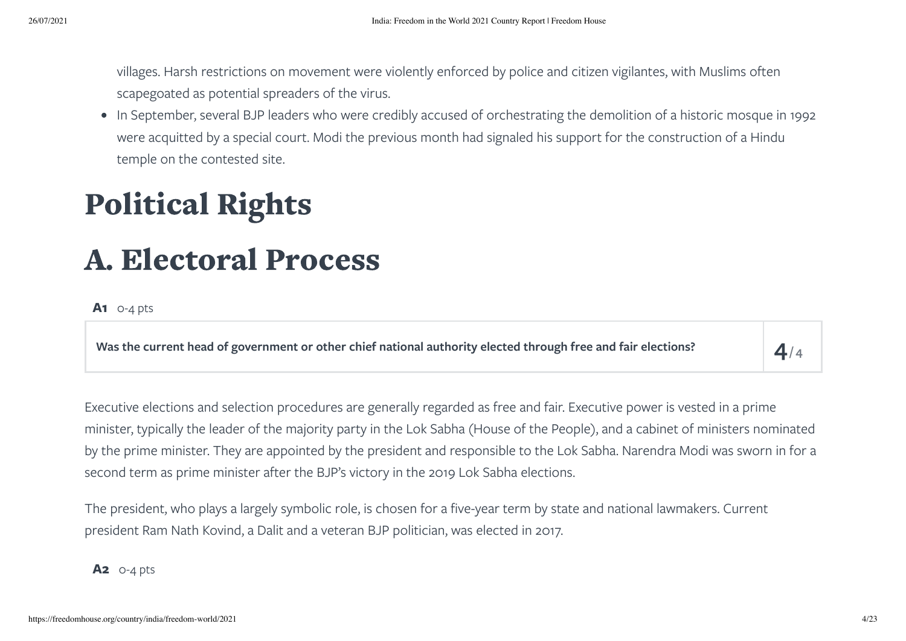villages. Harsh restrictions on movement were violently enforced by police and citizen vigilantes, with Muslims often scapegoated as potential spreaders of the virus.

- In September, several BJP leaders who were credibly accused of orchestrating the demolition of a historic mosque in 1992 were acquitted by a special court. Modi the previous month had signaled his support for the construction of a Hindu temple on the contested site.

# Political Rights

# A. Electoral Process

**A1** 0-4 pts

| Was the current head of government or other chief national authority elected through free and fair elections? | 4/4 |
|---|---|

Executive elections and selection procedures are generally regarded as free and fair. Executive power is vested in a prime minister, typically the leader of the majority party in the Lok Sabha (House of the People), and a cabinet of ministers nominated by the prime minister. They are appointed by the president and responsible to the Lok Sabha. Narendra Modi was sworn in for a second term as prime minister after the BJP's victory in the 2019 Lok Sabha elections.

The president, who plays a largely symbolic role, is chosen for a five-year term by state and national lawmakers. Current president Ram Nath Kovind, a Dalit and a veteran BJP politician, was elected in 2017.

**A2** 0-4 pts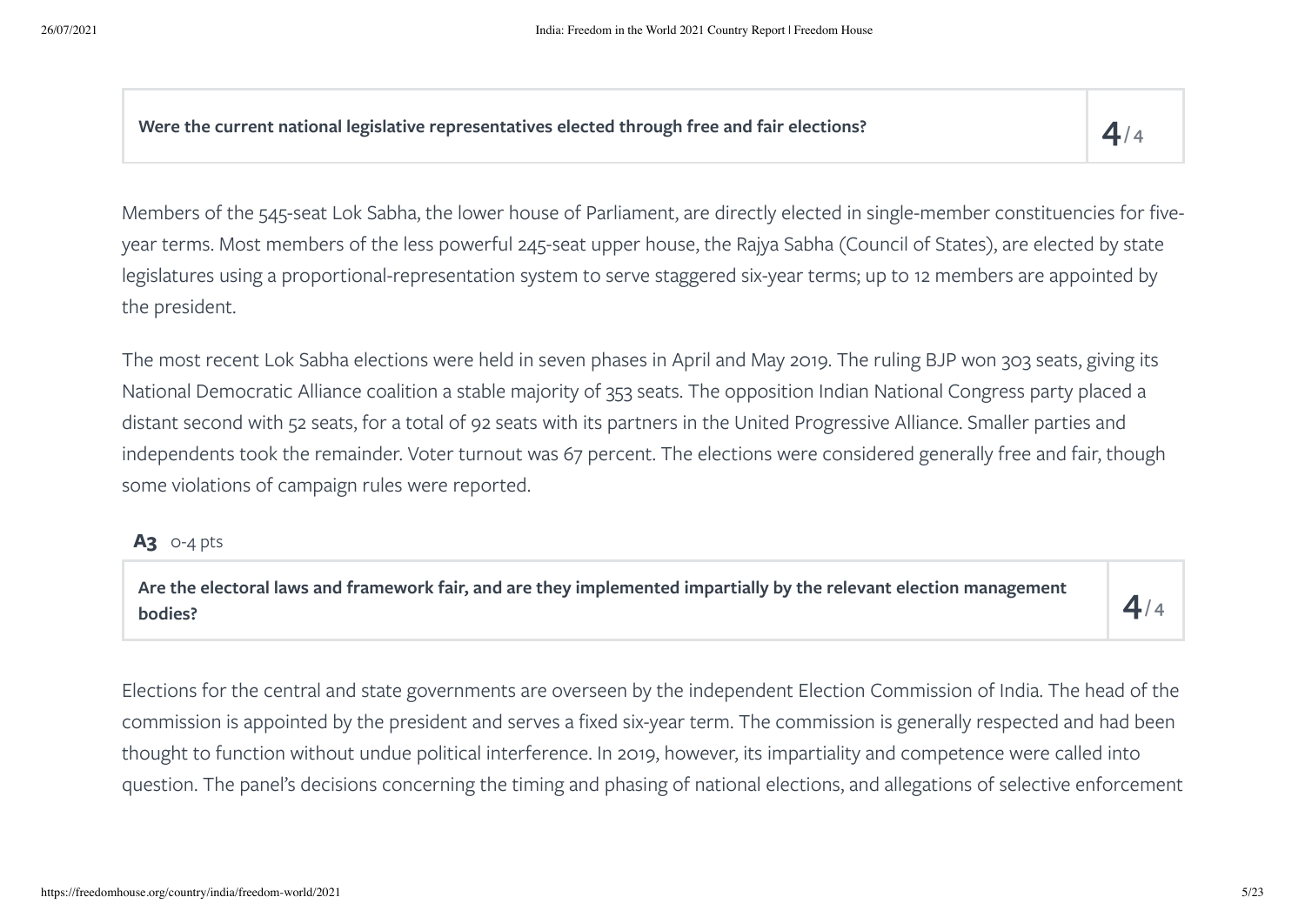| Were the current national legislative representatives elected through free and fair elections? | 4/4 |
| --- | --- |

Members of the 545-seat Lok Sabha, the lower house of Parliament, are directly elected in single-member constituencies for five-year terms. Most members of the less powerful 245-seat upper house, the Rajya Sabha (Council of States), are elected by state legislatures using a proportional-representation system to serve staggered six-year terms; up to 12 members are appointed by the president.

The most recent Lok Sabha elections were held in seven phases in April and May 2019. The ruling BJP won 303 seats, giving its National Democratic Alliance coalition a stable majority of 353 seats. The opposition Indian National Congress party placed a distant second with 52 seats, for a total of 92 seats with its partners in the United Progressive Alliance. Smaller parties and independents took the remainder. Voter turnout was 67 percent. The elections were considered generally free and fair, though some violations of campaign rules were reported.

**A3** 0-4 pts

| Are the electoral laws and framework fair, and are they implemented impartially by the relevant election management bodies? | 4/4 |
| --- | --- |

Elections for the central and state governments are overseen by the independent Election Commission of India. The head of the commission is appointed by the president and serves a fixed six-year term. The commission is generally respected and had been thought to function without undue political interference. In 2019, however, its impartiality and competence were called into question. The panel's decisions concerning the timing and phasing of national elections, and allegations of selective enforcement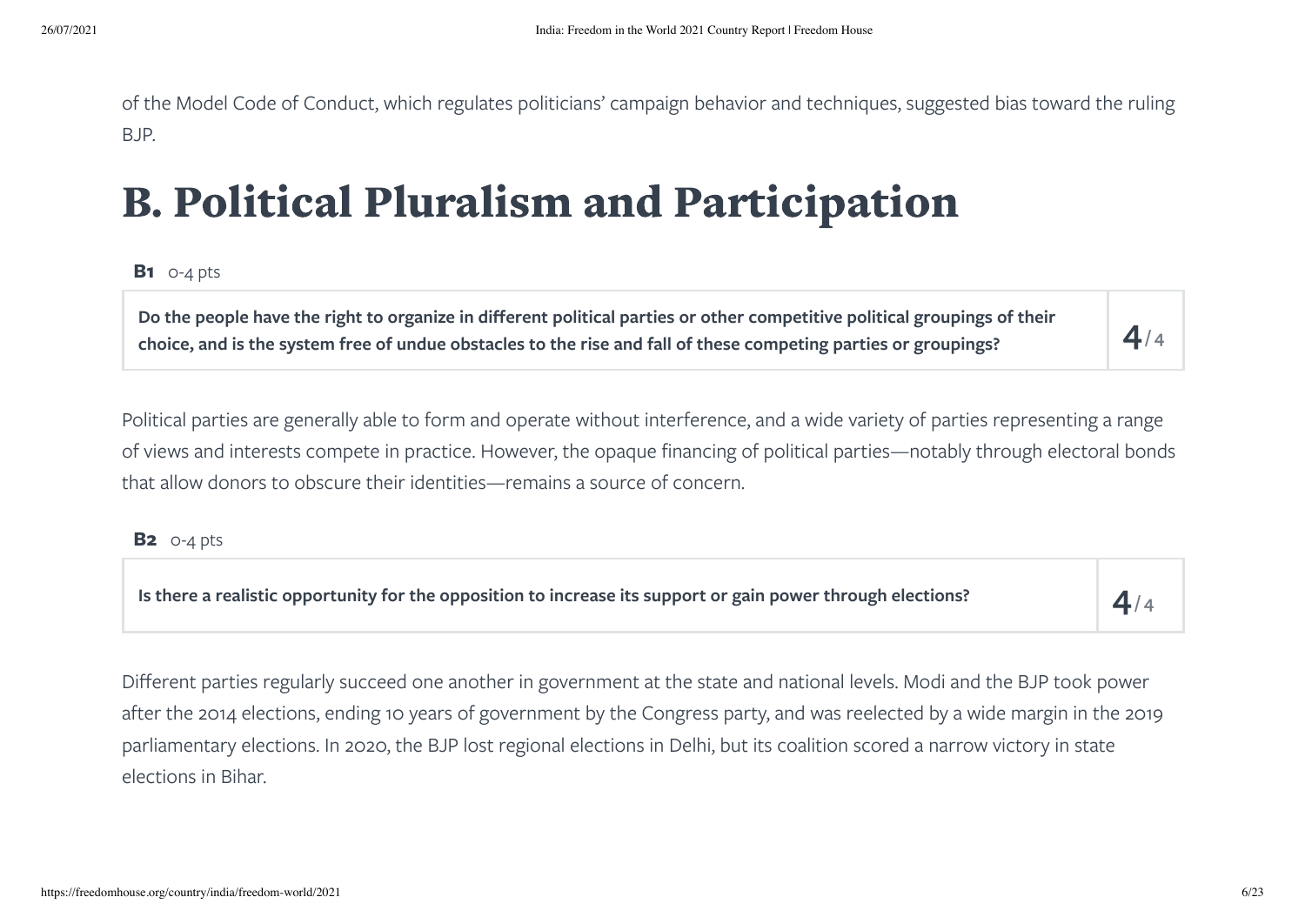of the Model Code of Conduct, which regulates politicians' campaign behavior and techniques, suggested bias toward the ruling BJP.

# B. Political Pluralism and Participation

**B1** 0-4 pts

| **Do the people have the right to organize in different political parties or other competitive political groupings of their choice, and is the system free of undue obstacles to the rise and fall of these competing parties or groupings?** | **4** / 4 |
|---|---|

Political parties are generally able to form and operate without interference, and a wide variety of parties representing a range of views and interests compete in practice. However, the opaque financing of political parties—notably through electoral bonds that allow donors to obscure their identities—remains a source of concern.

**B2** 0-4 pts

| **Is there a realistic opportunity for the opposition to increase its support or gain power through elections?** | **4** / 4 |
|---|---|

Different parties regularly succeed one another in government at the state and national levels. Modi and the BJP took power after the 2014 elections, ending 10 years of government by the Congress party, and was reelected by a wide margin in the 2019 parliamentary elections. In 2020, the BJP lost regional elections in Delhi, but its coalition scored a narrow victory in state elections in Bihar.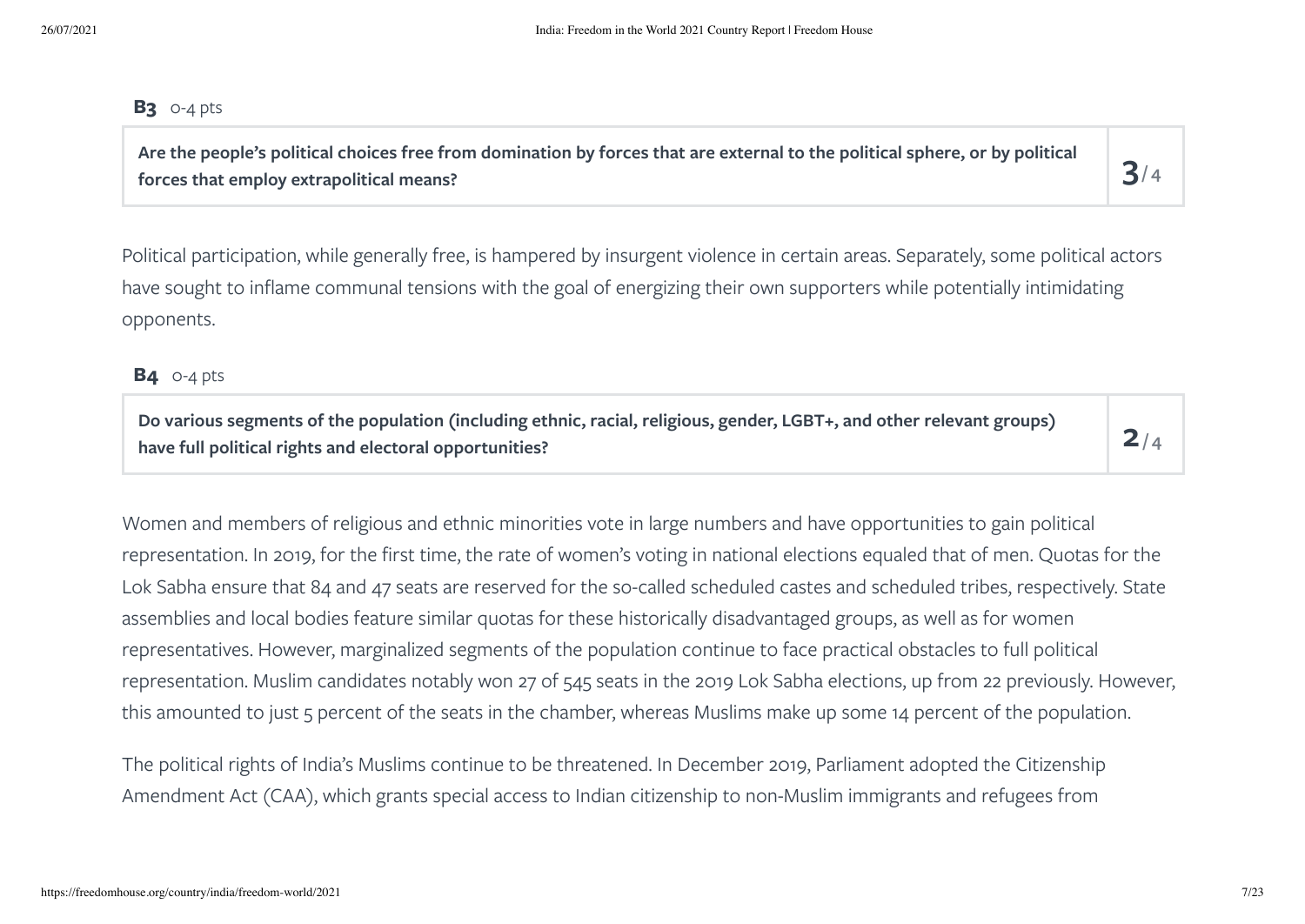**B3** 0-4 pts

| Are the people's political choices free from domination by forces that are external to the political sphere, or by political forces that employ extrapolitical means? | 3/4 |
| --- | --- |

Political participation, while generally free, is hampered by insurgent violence in certain areas. Separately, some political actors have sought to inflame communal tensions with the goal of energizing their own supporters while potentially intimidating opponents.

**B4** 0-4 pts

| Do various segments of the population (including ethnic, racial, religious, gender, LGBT+, and other relevant groups) have full political rights and electoral opportunities? | 2/4 |
| --- | --- |

Women and members of religious and ethnic minorities vote in large numbers and have opportunities to gain political representation. In 2019, for the first time, the rate of women's voting in national elections equaled that of men. Quotas for the Lok Sabha ensure that 84 and 47 seats are reserved for the so-called scheduled castes and scheduled tribes, respectively. State assemblies and local bodies feature similar quotas for these historically disadvantaged groups, as well as for women representatives. However, marginalized segments of the population continue to face practical obstacles to full political representation. Muslim candidates notably won 27 of 545 seats in the 2019 Lok Sabha elections, up from 22 previously. However, this amounted to just 5 percent of the seats in the chamber, whereas Muslims make up some 14 percent of the population.

The political rights of India's Muslims continue to be threatened. In December 2019, Parliament adopted the Citizenship Amendment Act (CAA), which grants special access to Indian citizenship to non-Muslim immigrants and refugees from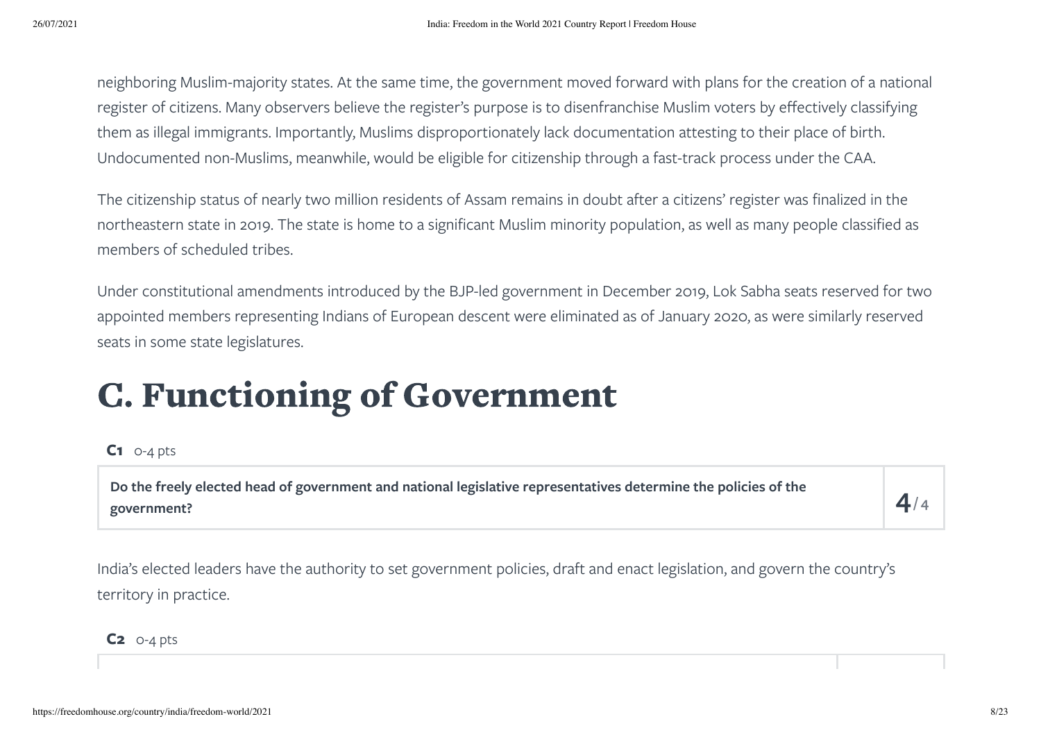neighboring Muslim-majority states. At the same time, the government moved forward with plans for the creation of a national register of citizens. Many observers believe the register's purpose is to disenfranchise Muslim voters by effectively classifying them as illegal immigrants. Importantly, Muslims disproportionately lack documentation attesting to their place of birth. Undocumented non-Muslims, meanwhile, would be eligible for citizenship through a fast-track process under the CAA.

The citizenship status of nearly two million residents of Assam remains in doubt after a citizens' register was finalized in the northeastern state in 2019. The state is home to a significant Muslim minority population, as well as many people classified as members of scheduled tribes.

Under constitutional amendments introduced by the BJP-led government in December 2019, Lok Sabha seats reserved for two appointed members representing Indians of European descent were eliminated as of January 2020, as were similarly reserved seats in some state legislatures.

# C. Functioning of Government

**C1** 0-4 pts

| Do the freely elected head of government and national legislative representatives determine the policies of the government? | 4/4 |
|---|---|

India's elected leaders have the authority to set government policies, draft and enact legislation, and govern the country's territory in practice.

**C2** 0-4 pts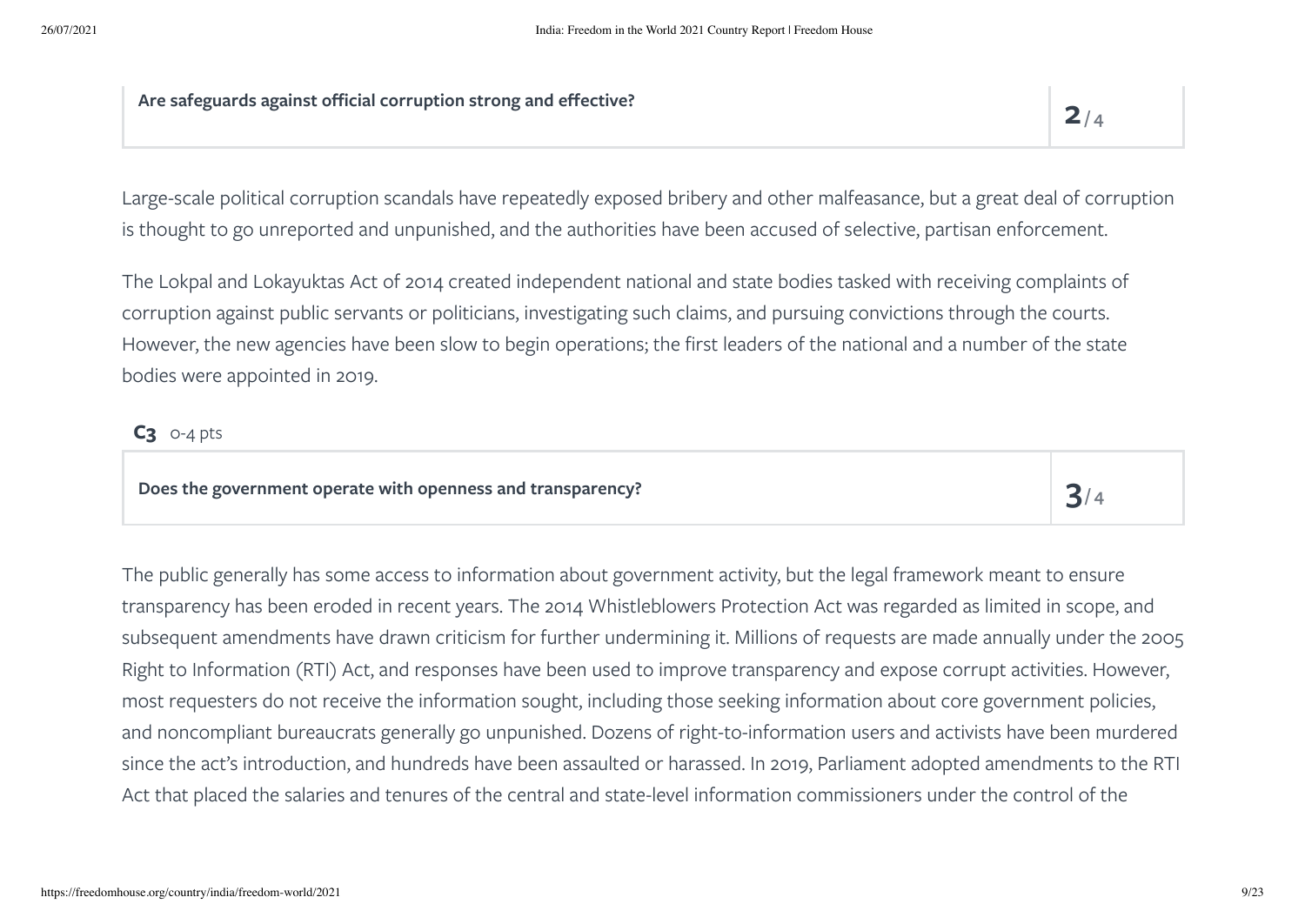| Are safeguards against official corruption strong and effective? | 2/4 |
| --- | --- |

Large-scale political corruption scandals have repeatedly exposed bribery and other malfeasance, but a great deal of corruption is thought to go unreported and unpunished, and the authorities have been accused of selective, partisan enforcement.

The Lokpal and Lokayuktas Act of 2014 created independent national and state bodies tasked with receiving complaints of corruption against public servants or politicians, investigating such claims, and pursuing convictions through the courts. However, the new agencies have been slow to begin operations; the first leaders of the national and a number of the state bodies were appointed in 2019.

**C3** 0-4 pts

| Does the government operate with openness and transparency? | 3/4 |
| --- | --- |

The public generally has some access to information about government activity, but the legal framework meant to ensure transparency has been eroded in recent years. The 2014 Whistleblowers Protection Act was regarded as limited in scope, and subsequent amendments have drawn criticism for further undermining it. Millions of requests are made annually under the 2005 Right to Information (RTI) Act, and responses have been used to improve transparency and expose corrupt activities. However, most requesters do not receive the information sought, including those seeking information about core government policies, and noncompliant bureaucrats generally go unpunished. Dozens of right-to-information users and activists have been murdered since the act's introduction, and hundreds have been assaulted or harassed. In 2019, Parliament adopted amendments to the RTI Act that placed the salaries and tenures of the central and state-level information commissioners under the control of the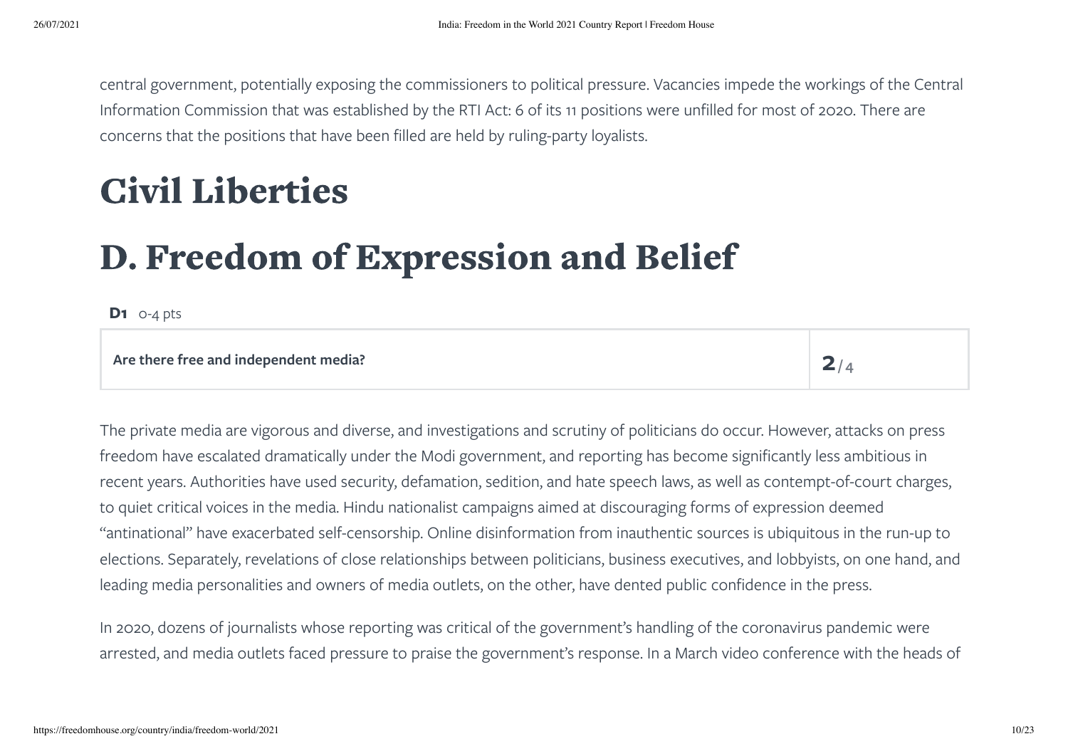central government, potentially exposing the commissioners to political pressure. Vacancies impede the workings of the Central Information Commission that was established by the RTI Act: 6 of its 11 positions were unfilled for most of 2020. There are concerns that the positions that have been filled are held by ruling-party loyalists.

# Civil Liberties

# D. Freedom of Expression and Belief

**D1** 0-4 pts

| Are there free and independent media? | 2/4 |
|---|---|

The private media are vigorous and diverse, and investigations and scrutiny of politicians do occur. However, attacks on press freedom have escalated dramatically under the Modi government, and reporting has become significantly less ambitious in recent years. Authorities have used security, defamation, sedition, and hate speech laws, as well as contempt-of-court charges, to quiet critical voices in the media. Hindu nationalist campaigns aimed at discouraging forms of expression deemed "antinational" have exacerbated self-censorship. Online disinformation from inauthentic sources is ubiquitous in the run-up to elections. Separately, revelations of close relationships between politicians, business executives, and lobbyists, on one hand, and leading media personalities and owners of media outlets, on the other, have dented public confidence in the press.

In 2020, dozens of journalists whose reporting was critical of the government's handling of the coronavirus pandemic were arrested, and media outlets faced pressure to praise the government's response. In a March video conference with the heads of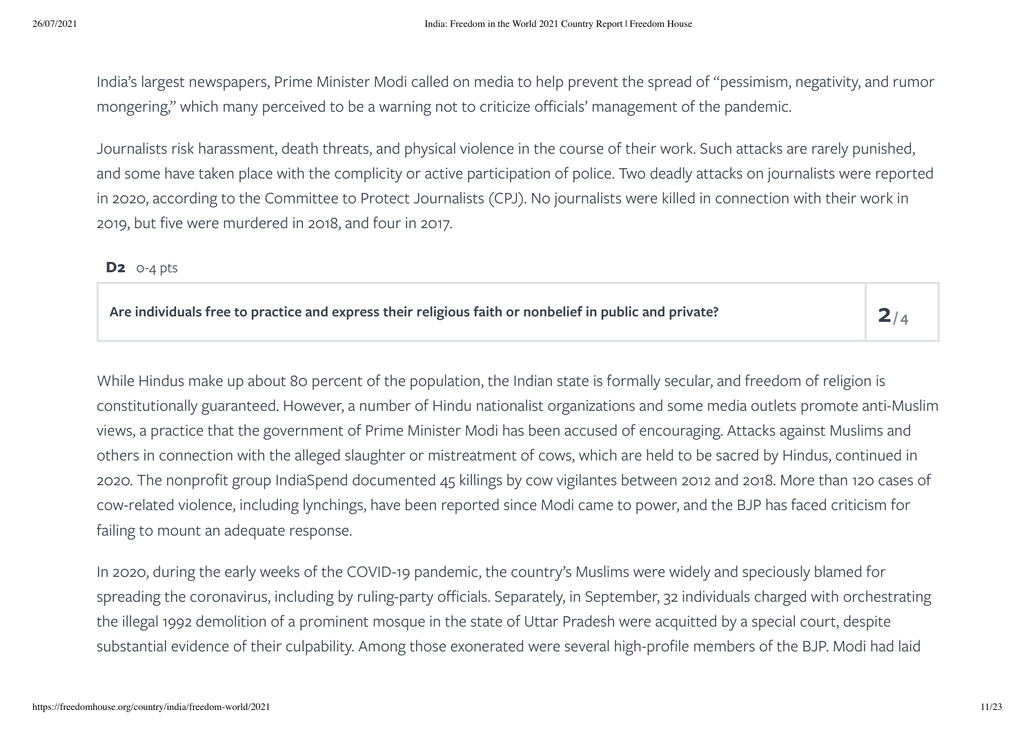India's largest newspapers, Prime Minister Modi called on media to help prevent the spread of "pessimism, negativity, and rumor mongering," which many perceived to be a warning not to criticize officials' management of the pandemic.

Journalists risk harassment, death threats, and physical violence in the course of their work. Such attacks are rarely punished, and some have taken place with the complicity or active participation of police. Two deadly attacks on journalists were reported in 2020, according to the Committee to Protect Journalists (CPJ). No journalists were killed in connection with their work in 2019, but five were murdered in 2018, and four in 2017.

**D2** 0-4 pts

| Are individuals free to practice and express their religious faith or nonbelief in public and private? | **2**/4 |
|---|---|

While Hindus make up about 80 percent of the population, the Indian state is formally secular, and freedom of religion is constitutionally guaranteed. However, a number of Hindu nationalist organizations and some media outlets promote anti-Muslim views, a practice that the government of Prime Minister Modi has been accused of encouraging. Attacks against Muslims and others in connection with the alleged slaughter or mistreatment of cows, which are held to be sacred by Hindus, continued in 2020. The nonprofit group IndiaSpend documented 45 killings by cow vigilantes between 2012 and 2018. More than 120 cases of cow-related violence, including lynchings, have been reported since Modi came to power, and the BJP has faced criticism for failing to mount an adequate response.

In 2020, during the early weeks of the COVID-19 pandemic, the country's Muslims were widely and speciously blamed for spreading the coronavirus, including by ruling-party officials. Separately, in September, 32 individuals charged with orchestrating the illegal 1992 demolition of a prominent mosque in the state of Uttar Pradesh were acquitted by a special court, despite substantial evidence of their culpability. Among those exonerated were several high-profile members of the BJP. Modi had laid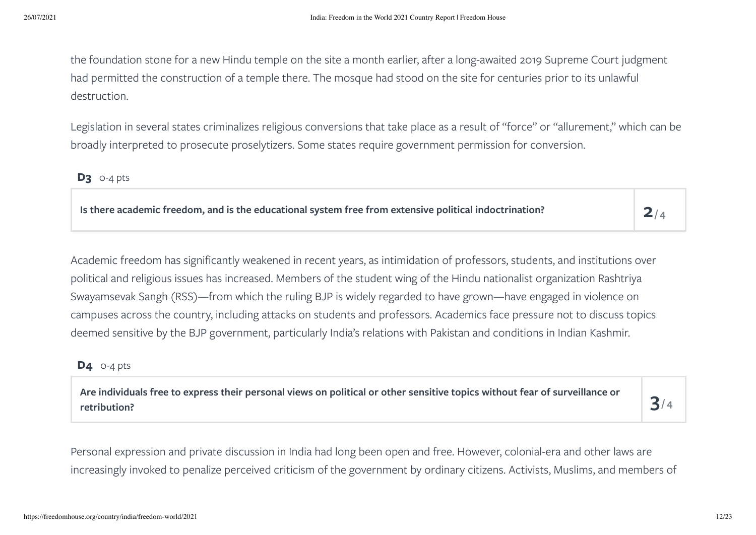the foundation stone for a new Hindu temple on the site a month earlier, after a long-awaited 2019 Supreme Court judgment had permitted the construction of a temple there. The mosque had stood on the site for centuries prior to its unlawful destruction.

Legislation in several states criminalizes religious conversions that take place as a result of "force" or "allurement," which can be broadly interpreted to prosecute proselytizers. Some states require government permission for conversion.

**D3** 0-4 pts

| **Is there academic freedom, and is the educational system free from extensive political indoctrination?** | **2**/4 |
|---|---|

Academic freedom has significantly weakened in recent years, as intimidation of professors, students, and institutions over political and religious issues has increased. Members of the student wing of the Hindu nationalist organization Rashtriya Swayamsevak Sangh (RSS)—from which the ruling BJP is widely regarded to have grown—have engaged in violence on campuses across the country, including attacks on students and professors. Academics face pressure not to discuss topics deemed sensitive by the BJP government, particularly India's relations with Pakistan and conditions in Indian Kashmir.

**D4** 0-4 pts

| **Are individuals free to express their personal views on political or other sensitive topics without fear of surveillance or retribution?** | **3**/4 |
|---|---|

Personal expression and private discussion in India had long been open and free. However, colonial-era and other laws are increasingly invoked to penalize perceived criticism of the government by ordinary citizens. Activists, Muslims, and members of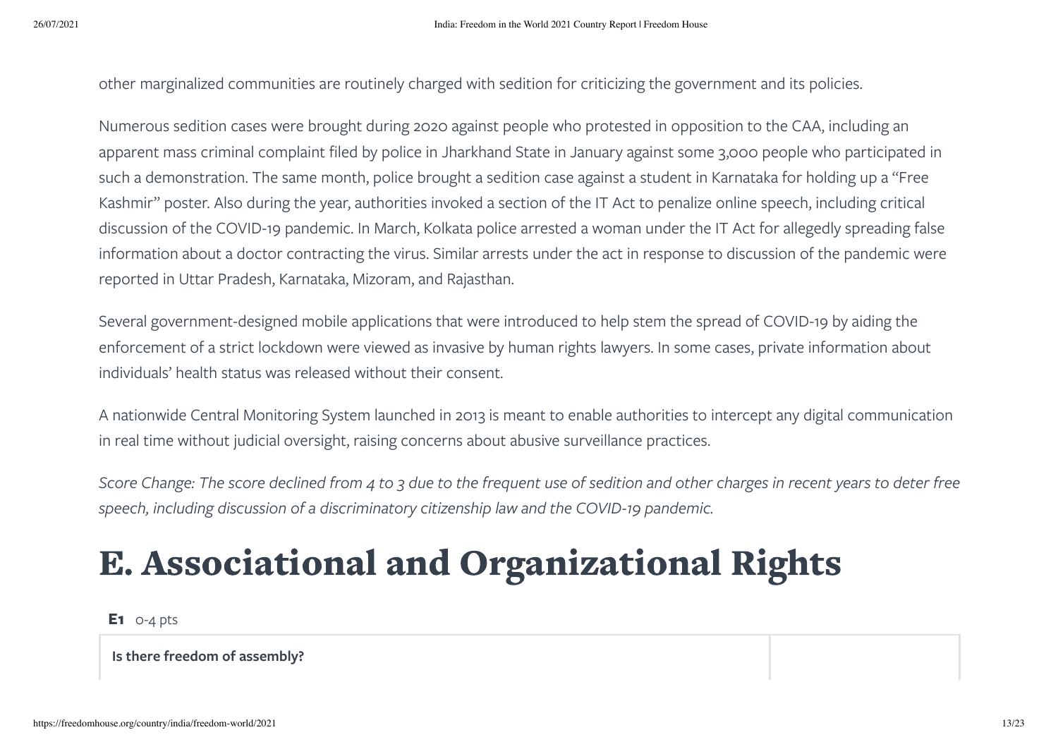other marginalized communities are routinely charged with sedition for criticizing the government and its policies.

Numerous sedition cases were brought during 2020 against people who protested in opposition to the CAA, including an apparent mass criminal complaint filed by police in Jharkhand State in January against some 3,000 people who participated in such a demonstration. The same month, police brought a sedition case against a student in Karnataka for holding up a "Free Kashmir" poster. Also during the year, authorities invoked a section of the IT Act to penalize online speech, including critical discussion of the COVID-19 pandemic. In March, Kolkata police arrested a woman under the IT Act for allegedly spreading false information about a doctor contracting the virus. Similar arrests under the act in response to discussion of the pandemic were reported in Uttar Pradesh, Karnataka, Mizoram, and Rajasthan.

Several government-designed mobile applications that were introduced to help stem the spread of COVID-19 by aiding the enforcement of a strict lockdown were viewed as invasive by human rights lawyers. In some cases, private information about individuals' health status was released without their consent.

A nationwide Central Monitoring System launched in 2013 is meant to enable authorities to intercept any digital communication in real time without judicial oversight, raising concerns about abusive surveillance practices.

*Score Change: The score declined from 4 to 3 due to the frequent use of sedition and other charges in recent years to deter free speech, including discussion of a discriminatory citizenship law and the COVID-19 pandemic.*

# E. Associational and Organizational Rights

**E1** 0-4 pts

| Is there freedom of assembly? | |
|---|---|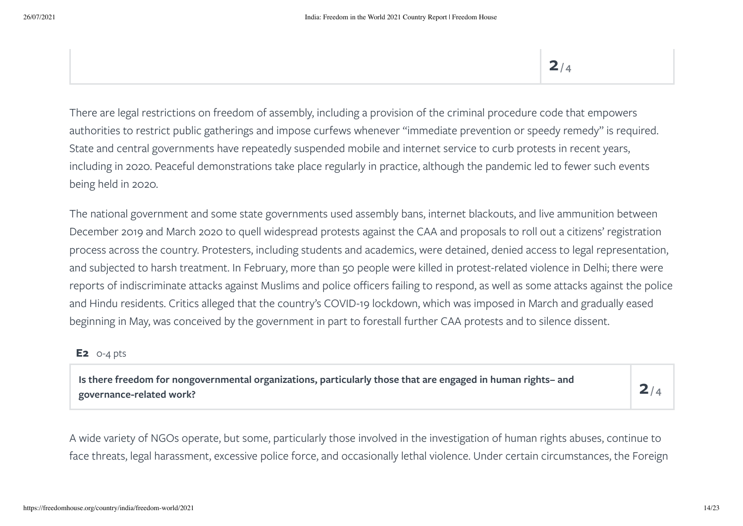| | 2/4 |
|---|---|

There are legal restrictions on freedom of assembly, including a provision of the criminal procedure code that empowers authorities to restrict public gatherings and impose curfews whenever "immediate prevention or speedy remedy" is required. State and central governments have repeatedly suspended mobile and internet service to curb protests in recent years, including in 2020. Peaceful demonstrations take place regularly in practice, although the pandemic led to fewer such events being held in 2020.

The national government and some state governments used assembly bans, internet blackouts, and live ammunition between December 2019 and March 2020 to quell widespread protests against the CAA and proposals to roll out a citizens' registration process across the country. Protesters, including students and academics, were detained, denied access to legal representation, and subjected to harsh treatment. In February, more than 50 people were killed in protest-related violence in Delhi; there were reports of indiscriminate attacks against Muslims and police officers failing to respond, as well as some attacks against the police and Hindu residents. Critics alleged that the country's COVID-19 lockdown, which was imposed in March and gradually eased beginning in May, was conceived by the government in part to forestall further CAA protests and to silence dissent.

**E2** 0-4 pts

| **Is there freedom for nongovernmental organizations, particularly those that are engaged in human rights– and governance-related work?** | **2**/4 |
|---|---|

A wide variety of NGOs operate, but some, particularly those involved in the investigation of human rights abuses, continue to face threats, legal harassment, excessive police force, and occasionally lethal violence. Under certain circumstances, the Foreign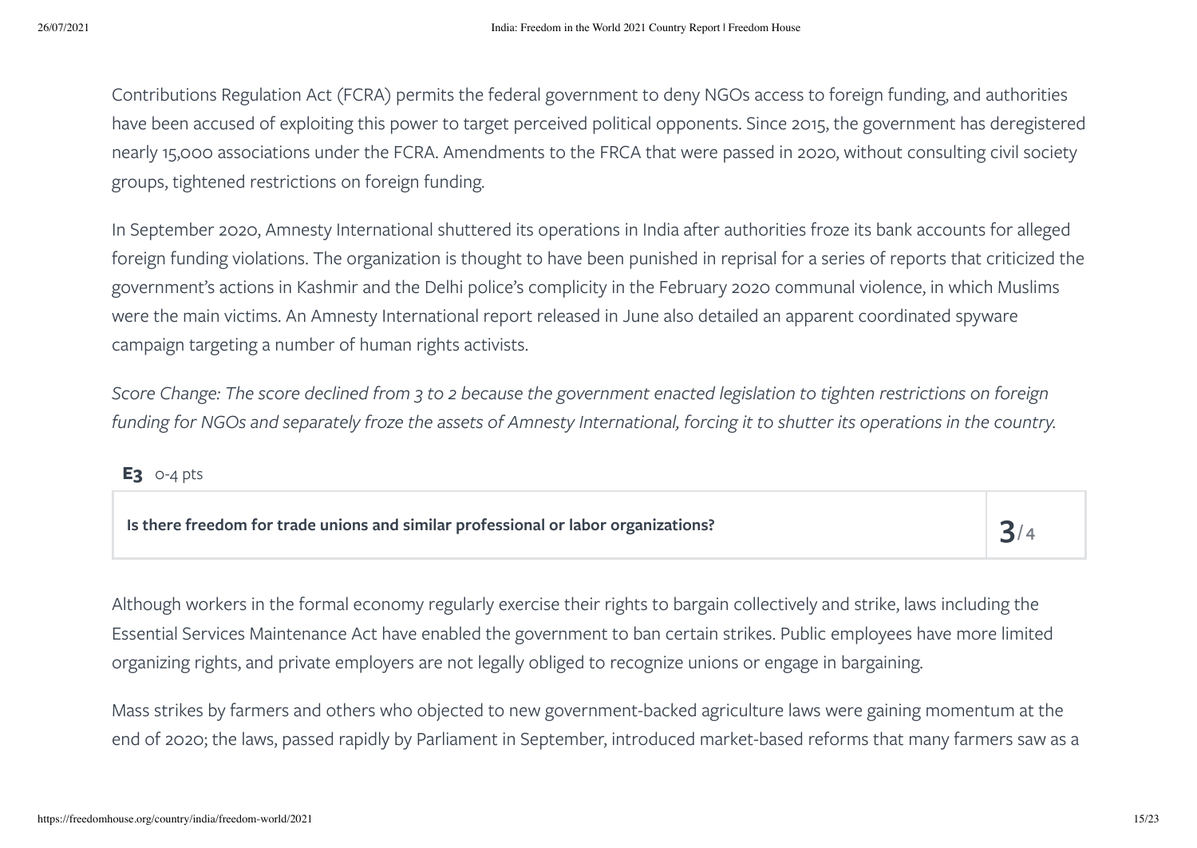Contributions Regulation Act (FCRA) permits the federal government to deny NGOs access to foreign funding, and authorities have been accused of exploiting this power to target perceived political opponents. Since 2015, the government has deregistered nearly 15,000 associations under the FCRA. Amendments to the FRCA that were passed in 2020, without consulting civil society groups, tightened restrictions on foreign funding.

In September 2020, Amnesty International shuttered its operations in India after authorities froze its bank accounts for alleged foreign funding violations. The organization is thought to have been punished in reprisal for a series of reports that criticized the government's actions in Kashmir and the Delhi police's complicity in the February 2020 communal violence, in which Muslims were the main victims. An Amnesty International report released in June also detailed an apparent coordinated spyware campaign targeting a number of human rights activists.

*Score Change: The score declined from 3 to 2 because the government enacted legislation to tighten restrictions on foreign funding for NGOs and separately froze the assets of Amnesty International, forcing it to shutter its operations in the country.*

**E3** 0-4 pts

| **Is there freedom for trade unions and similar professional or labor organizations?** | **3**/4 |
|---|---|

Although workers in the formal economy regularly exercise their rights to bargain collectively and strike, laws including the Essential Services Maintenance Act have enabled the government to ban certain strikes. Public employees have more limited organizing rights, and private employers are not legally obliged to recognize unions or engage in bargaining.

Mass strikes by farmers and others who objected to new government-backed agriculture laws were gaining momentum at the end of 2020; the laws, passed rapidly by Parliament in September, introduced market-based reforms that many farmers saw as a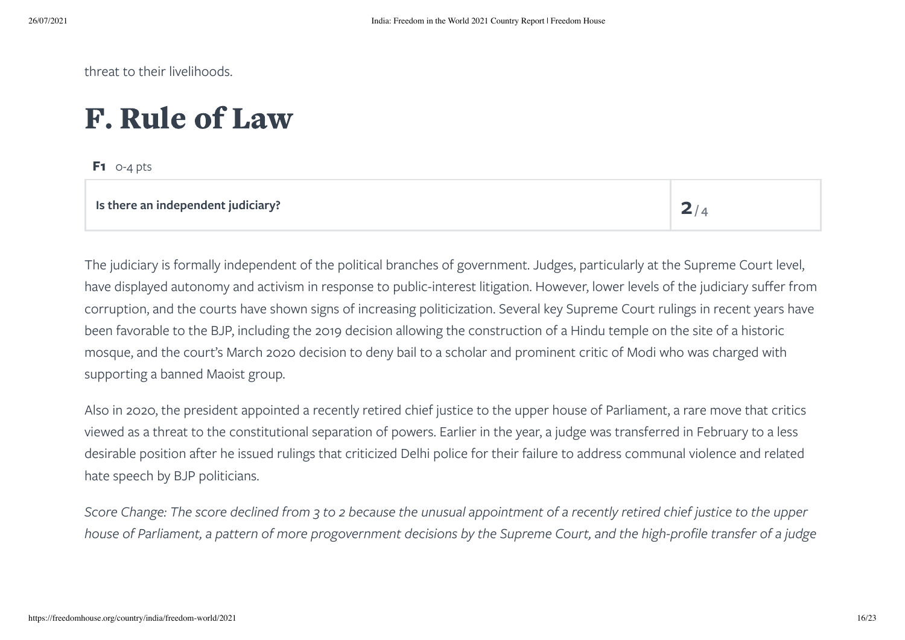threat to their livelihoods.

# F. Rule of Law

**F1** 0-4 pts

| Is there an independent judiciary? | 2 / 4 |
|---|---|

The judiciary is formally independent of the political branches of government. Judges, particularly at the Supreme Court level, have displayed autonomy and activism in response to public-interest litigation. However, lower levels of the judiciary suffer from corruption, and the courts have shown signs of increasing politicization. Several key Supreme Court rulings in recent years have been favorable to the BJP, including the 2019 decision allowing the construction of a Hindu temple on the site of a historic mosque, and the court's March 2020 decision to deny bail to a scholar and prominent critic of Modi who was charged with supporting a banned Maoist group.

Also in 2020, the president appointed a recently retired chief justice to the upper house of Parliament, a rare move that critics viewed as a threat to the constitutional separation of powers. Earlier in the year, a judge was transferred in February to a less desirable position after he issued rulings that criticized Delhi police for their failure to address communal violence and related hate speech by BJP politicians.

*Score Change: The score declined from 3 to 2 because the unusual appointment of a recently retired chief justice to the upper house of Parliament, a pattern of more progovernment decisions by the Supreme Court, and the high-profile transfer of a judge*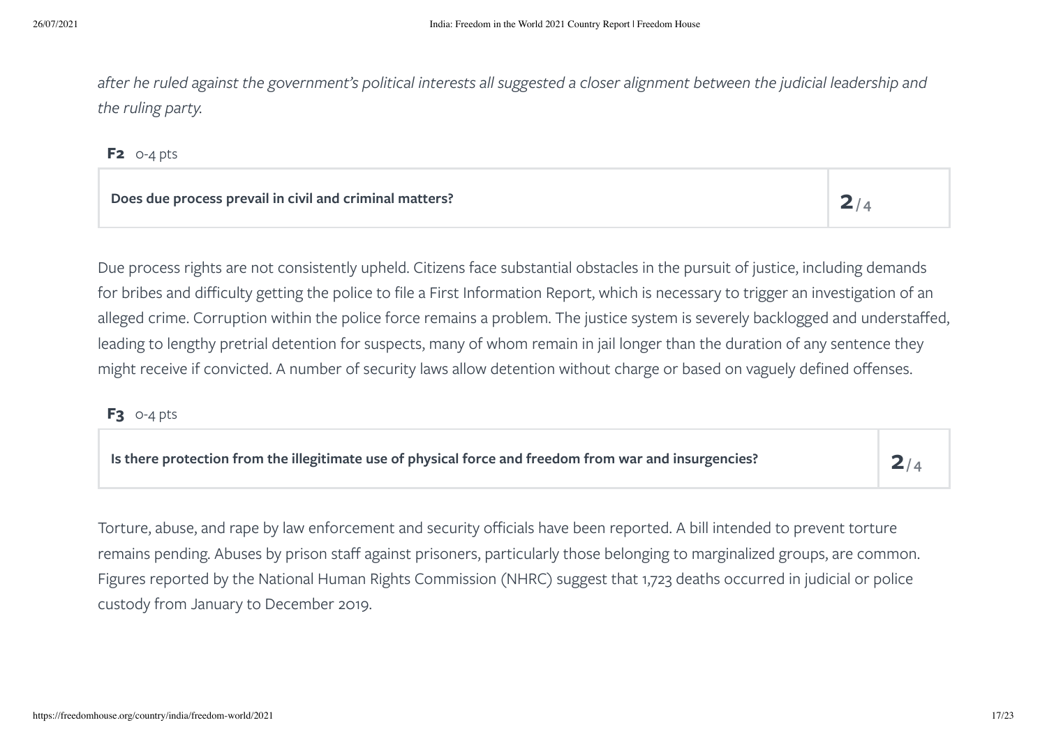*after he ruled against the government's political interests all suggested a closer alignment between the judicial leadership and the ruling party.*

**F2** 0-4 pts

| Does due process prevail in civil and criminal matters? | 2/4 |
|---|---|

Due process rights are not consistently upheld. Citizens face substantial obstacles in the pursuit of justice, including demands for bribes and difficulty getting the police to file a First Information Report, which is necessary to trigger an investigation of an alleged crime. Corruption within the police force remains a problem. The justice system is severely backlogged and understaffed, leading to lengthy pretrial detention for suspects, many of whom remain in jail longer than the duration of any sentence they might receive if convicted. A number of security laws allow detention without charge or based on vaguely defined offenses.

**F3** 0-4 pts

| Is there protection from the illegitimate use of physical force and freedom from war and insurgencies? | 2/4 |
|---|---|

Torture, abuse, and rape by law enforcement and security officials have been reported. A bill intended to prevent torture remains pending. Abuses by prison staff against prisoners, particularly those belonging to marginalized groups, are common. Figures reported by the National Human Rights Commission (NHRC) suggest that 1,723 deaths occurred in judicial or police custody from January to December 2019.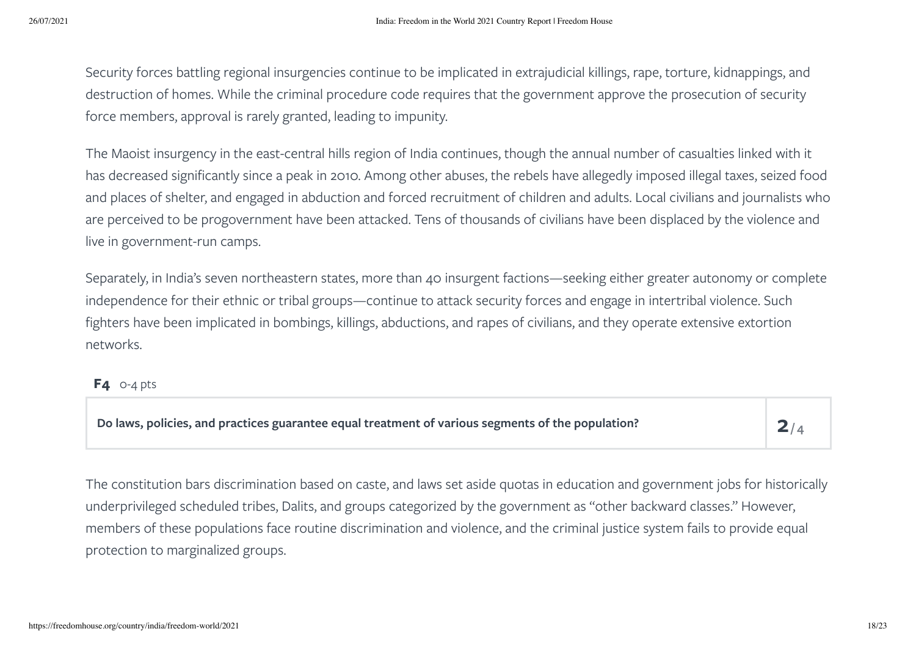Security forces battling regional insurgencies continue to be implicated in extrajudicial killings, rape, torture, kidnappings, and destruction of homes. While the criminal procedure code requires that the government approve the prosecution of security force members, approval is rarely granted, leading to impunity.

The Maoist insurgency in the east-central hills region of India continues, though the annual number of casualties linked with it has decreased significantly since a peak in 2010. Among other abuses, the rebels have allegedly imposed illegal taxes, seized food and places of shelter, and engaged in abduction and forced recruitment of children and adults. Local civilians and journalists who are perceived to be progovernment have been attacked. Tens of thousands of civilians have been displaced by the violence and live in government-run camps.

Separately, in India's seven northeastern states, more than 40 insurgent factions—seeking either greater autonomy or complete independence for their ethnic or tribal groups—continue to attack security forces and engage in intertribal violence. Such fighters have been implicated in bombings, killings, abductions, and rapes of civilians, and they operate extensive extortion networks.

**F4** 0-4 pts

| **Do laws, policies, and practices guarantee equal treatment of various segments of the population?** | **2**/4 |
|---|---|

The constitution bars discrimination based on caste, and laws set aside quotas in education and government jobs for historically underprivileged scheduled tribes, Dalits, and groups categorized by the government as "other backward classes." However, members of these populations face routine discrimination and violence, and the criminal justice system fails to provide equal protection to marginalized groups.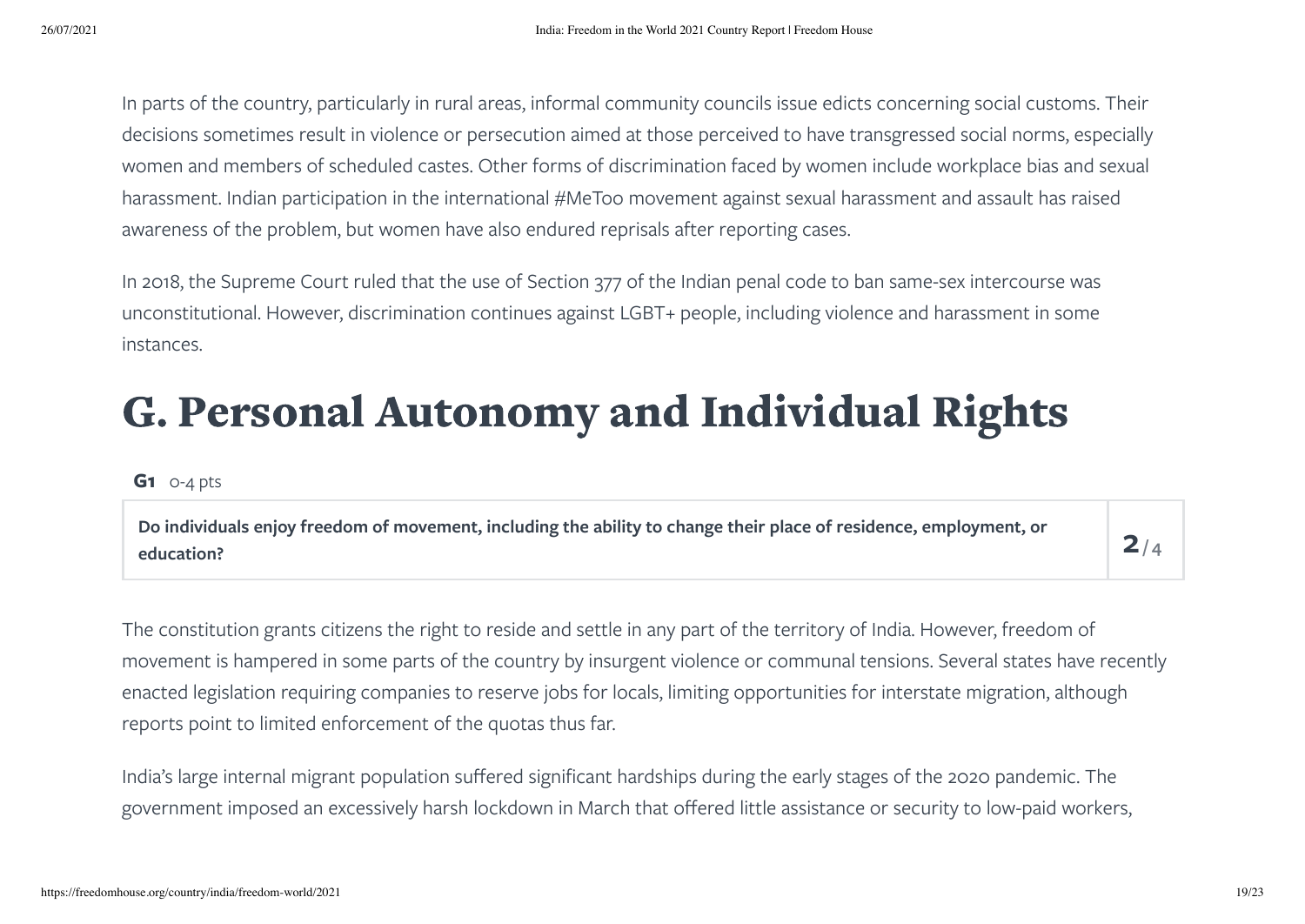In parts of the country, particularly in rural areas, informal community councils issue edicts concerning social customs. Their decisions sometimes result in violence or persecution aimed at those perceived to have transgressed social norms, especially women and members of scheduled castes. Other forms of discrimination faced by women include workplace bias and sexual harassment. Indian participation in the international #MeToo movement against sexual harassment and assault has raised awareness of the problem, but women have also endured reprisals after reporting cases.

In 2018, the Supreme Court ruled that the use of Section 377 of the Indian penal code to ban same-sex intercourse was unconstitutional. However, discrimination continues against LGBT+ people, including violence and harassment in some instances.

# G. Personal Autonomy and Individual Rights

**G1** 0-4 pts

| Do individuals enjoy freedom of movement, including the ability to change their place of residence, employment, or education? | 2/4 |
|---|---|

The constitution grants citizens the right to reside and settle in any part of the territory of India. However, freedom of movement is hampered in some parts of the country by insurgent violence or communal tensions. Several states have recently enacted legislation requiring companies to reserve jobs for locals, limiting opportunities for interstate migration, although reports point to limited enforcement of the quotas thus far.

India's large internal migrant population suffered significant hardships during the early stages of the 2020 pandemic. The government imposed an excessively harsh lockdown in March that offered little assistance or security to low-paid workers,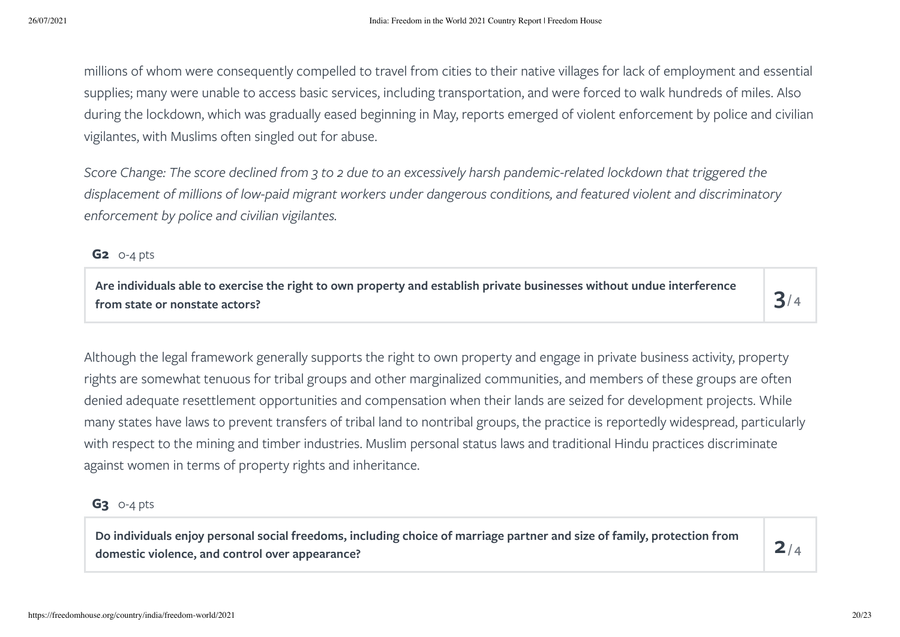millions of whom were consequently compelled to travel from cities to their native villages for lack of employment and essential supplies; many were unable to access basic services, including transportation, and were forced to walk hundreds of miles. Also during the lockdown, which was gradually eased beginning in May, reports emerged of violent enforcement by police and civilian vigilantes, with Muslims often singled out for abuse.

*Score Change: The score declined from 3 to 2 due to an excessively harsh pandemic-related lockdown that triggered the displacement of millions of low-paid migrant workers under dangerous conditions, and featured violent and discriminatory enforcement by police and civilian vigilantes.*

**G2** 0-4 pts

| **Are individuals able to exercise the right to own property and establish private businesses without undue interference from state or nonstate actors?** | **3**/4 |
|---|---|

Although the legal framework generally supports the right to own property and engage in private business activity, property rights are somewhat tenuous for tribal groups and other marginalized communities, and members of these groups are often denied adequate resettlement opportunities and compensation when their lands are seized for development projects. While many states have laws to prevent transfers of tribal land to nontribal groups, the practice is reportedly widespread, particularly with respect to the mining and timber industries. Muslim personal status laws and traditional Hindu practices discriminate against women in terms of property rights and inheritance.

**G3** 0-4 pts

| **Do individuals enjoy personal social freedoms, including choice of marriage partner and size of family, protection from domestic violence, and control over appearance?** | **2**/4 |
|---|---|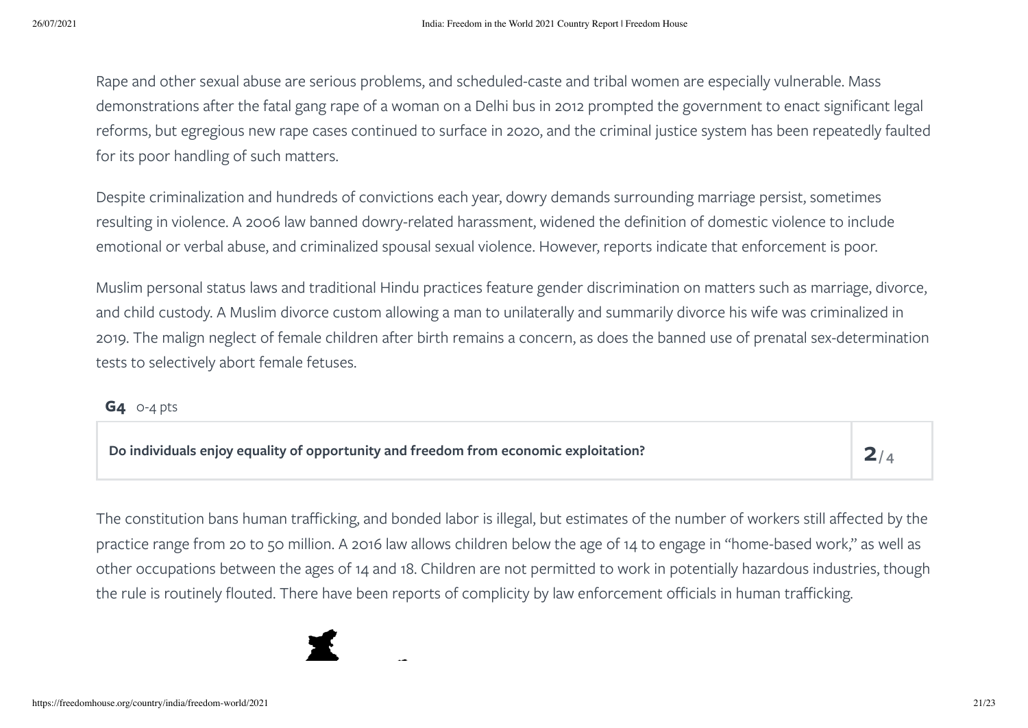Rape and other sexual abuse are serious problems, and scheduled-caste and tribal women are especially vulnerable. Mass demonstrations after the fatal gang rape of a woman on a Delhi bus in 2012 prompted the government to enact significant legal reforms, but egregious new rape cases continued to surface in 2020, and the criminal justice system has been repeatedly faulted for its poor handling of such matters.

Despite criminalization and hundreds of convictions each year, dowry demands surrounding marriage persist, sometimes resulting in violence. A 2006 law banned dowry-related harassment, widened the definition of domestic violence to include emotional or verbal abuse, and criminalized spousal sexual violence. However, reports indicate that enforcement is poor.

Muslim personal status laws and traditional Hindu practices feature gender discrimination on matters such as marriage, divorce, and child custody. A Muslim divorce custom allowing a man to unilaterally and summarily divorce his wife was criminalized in 2019. The malign neglect of female children after birth remains a concern, as does the banned use of prenatal sex-determination tests to selectively abort female fetuses.

**G4** 0-4 pts

| **Do individuals enjoy equality of opportunity and freedom from economic exploitation?** | **2**/4 |
| --- | --- |

The constitution bans human trafficking, and bonded labor is illegal, but estimates of the number of workers still affected by the practice range from 20 to 50 million. A 2016 law allows children below the age of 14 to engage in "home-based work," as well as other occupations between the ages of 14 and 18. Children are not permitted to work in potentially hazardous industries, though the rule is routinely flouted. There have been reports of complicity by law enforcement officials in human trafficking.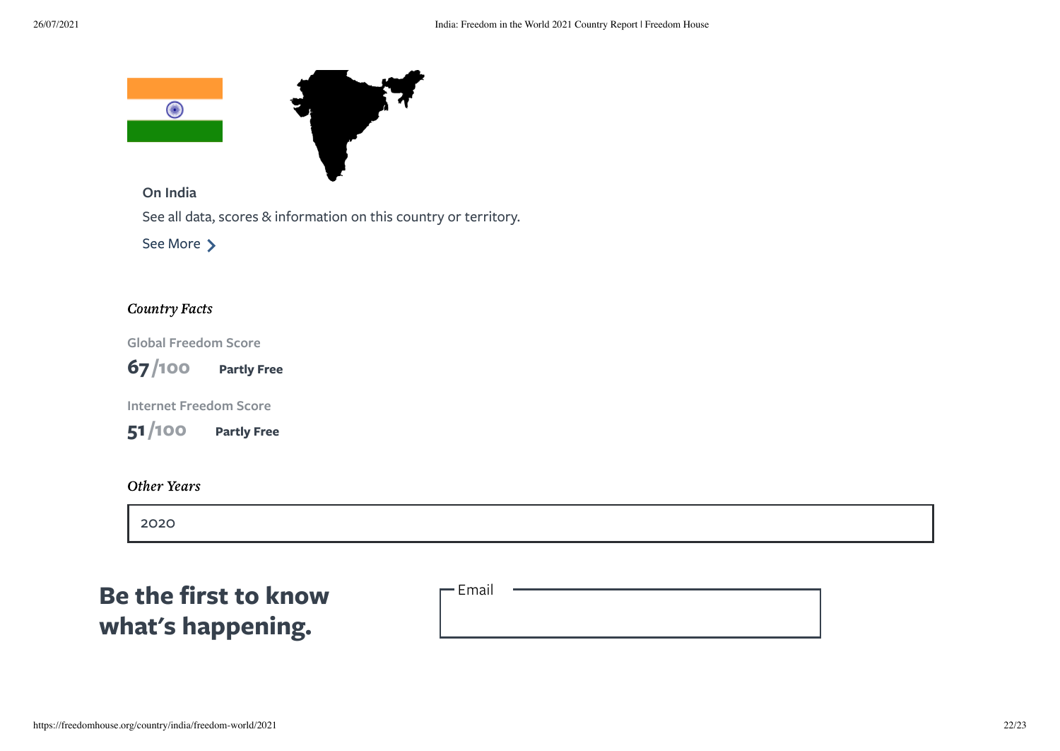On India

See all data, scores & information on this country or territory.

See More

*Country Facts*

Global Freedom Score

**67**/100 **Partly Free**

Internet Freedom Score

**51**/100 **Partly Free**

*Other Years*

2020

**Be the first to know what's happening.**

Email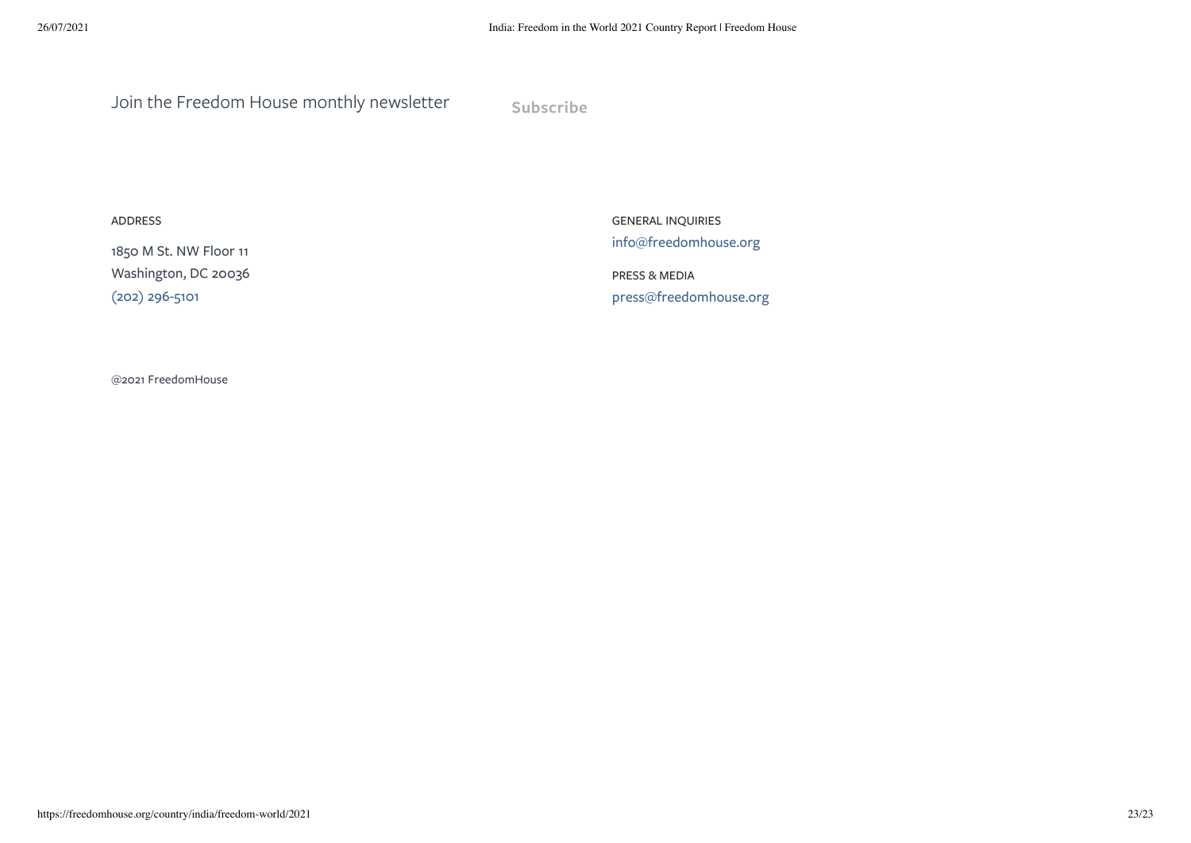Join the Freedom House monthly newsletter

Subscribe

ADDRESS

1850 M St. NW Floor 11
Washington, DC 20036
(202) 296-5101

GENERAL INQUIRIES
info@freedomhouse.org

PRESS & MEDIA
press@freedomhouse.org

@2021 FreedomHouse